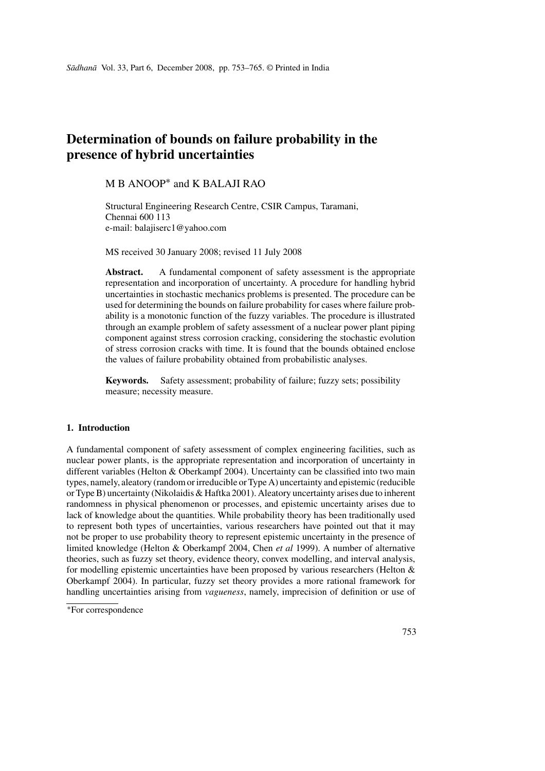# Determination of bounds on failure probability in the presence of hybrid uncertainties

M B ANOOP* and K BALAJI RAO

Structural Engineering Research Centre, CSIR Campus, Taramani, Chennai 600 113
e-mail: balajiserc1@yahoo.com

MS received 30 January 2008; revised 11 July 2008

**Abstract.** A fundamental component of safety assessment is the appropriate representation and incorporation of uncertainty. A procedure for handling hybrid uncertainties in stochastic mechanics problems is presented. The procedure can be used for determining the bounds on failure probability for cases where failure probability is a monotonic function of the fuzzy variables. The procedure is illustrated through an example problem of safety assessment of a nuclear power plant piping component against stress corrosion cracking, considering the stochastic evolution of stress corrosion cracks with time. It is found that the bounds obtained enclose the values of failure probability obtained from probabilistic analyses.

**Keywords.** Safety assessment; probability of failure; fuzzy sets; possibility measure; necessity measure.

## 1. Introduction

A fundamental component of safety assessment of complex engineering facilities, such as nuclear power plants, is the appropriate representation and incorporation of uncertainty in different variables (Helton & Oberkampf 2004). Uncertainty can be classified into two main types, namely, aleatory (random or irreducible or Type A) uncertainty and epistemic (reducible or Type B) uncertainty (Nikolaidis & Haftka 2001). Aleatory uncertainty arises due to inherent randomness in physical phenomenon or processes, and epistemic uncertainty arises due to lack of knowledge about the quantities. While probability theory has been traditionally used to represent both types of uncertainties, various researchers have pointed out that it may not be proper to use probability theory to represent epistemic uncertainty in the presence of limited knowledge (Helton & Oberkampf 2004, Chen *et al* 1999). A number of alternative theories, such as fuzzy set theory, evidence theory, convex modelling, and interval analysis, for modelling epistemic uncertainties have been proposed by various researchers (Helton & Oberkampf 2004). In particular, fuzzy set theory provides a more rational framework for handling uncertainties arising from *vagueness*, namely, imprecision of definition or use of

*For correspondence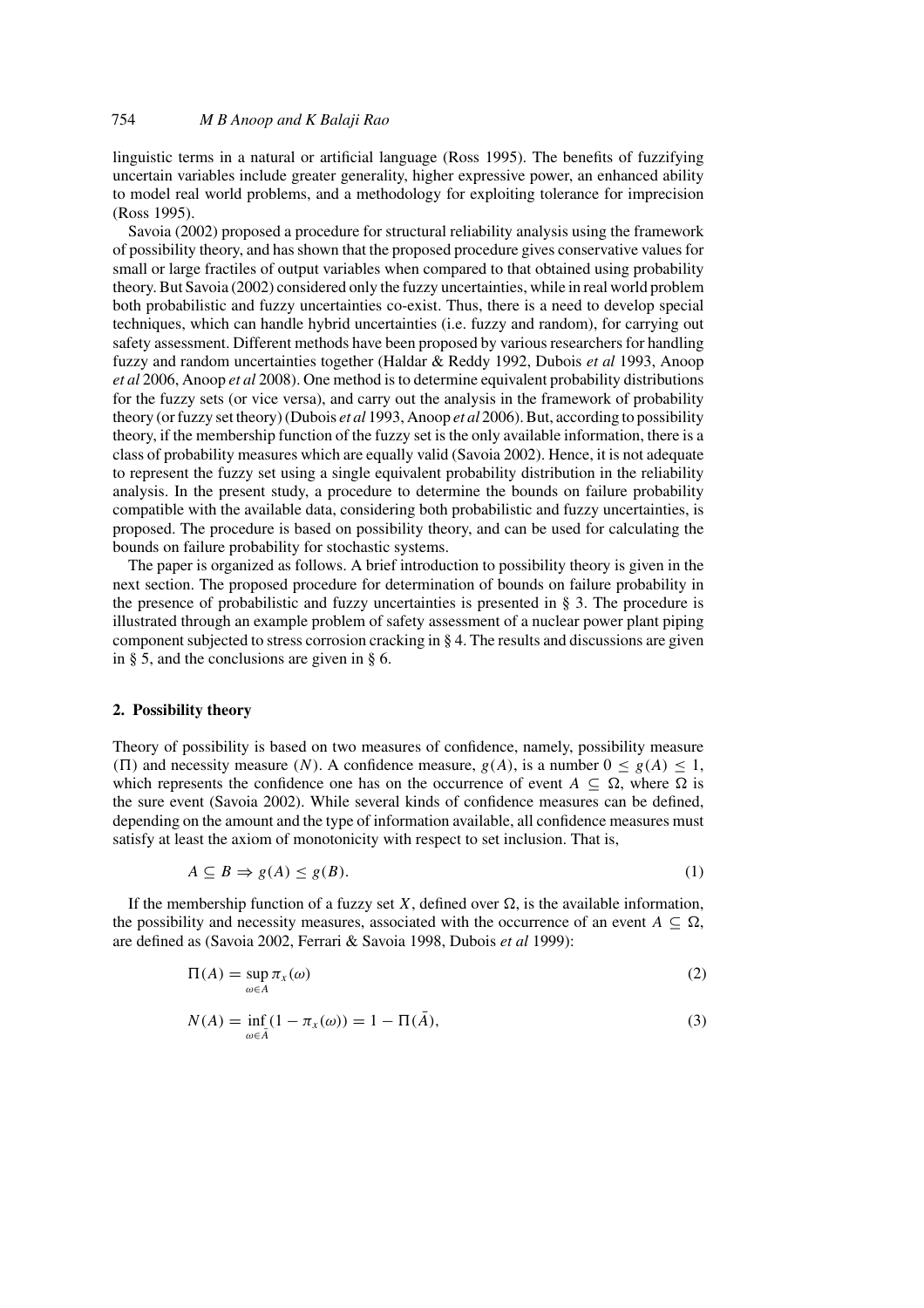linguistic terms in a natural or artificial language (Ross 1995). The benefits of fuzzifying uncertain variables include greater generality, higher expressive power, an enhanced ability to model real world problems, and a methodology for exploiting tolerance for imprecision (Ross 1995).

Savoia (2002) proposed a procedure for structural reliability analysis using the framework of possibility theory, and has shown that the proposed procedure gives conservative values for small or large fractiles of output variables when compared to that obtained using probability theory. But Savoia (2002) considered only the fuzzy uncertainties, while in real world problem both probabilistic and fuzzy uncertainties co-exist. Thus, there is a need to develop special techniques, which can handle hybrid uncertainties (i.e. fuzzy and random), for carrying out safety assessment. Different methods have been proposed by various researchers for handling fuzzy and random uncertainties together (Haldar & Reddy 1992, Dubois *et al* 1993, Anoop *et al* 2006, Anoop *et al* 2008). One method is to determine equivalent probability distributions for the fuzzy sets (or vice versa), and carry out the analysis in the framework of probability theory (or fuzzy set theory) (Dubois *et al* 1993, Anoop *et al* 2006). But, according to possibility theory, if the membership function of the fuzzy set is the only available information, there is a class of probability measures which are equally valid (Savoia 2002). Hence, it is not adequate to represent the fuzzy set using a single equivalent probability distribution in the reliability analysis. In the present study, a procedure to determine the bounds on failure probability compatible with the available data, considering both probabilistic and fuzzy uncertainties, is proposed. The procedure is based on possibility theory, and can be used for calculating the bounds on failure probability for stochastic systems.

The paper is organized as follows. A brief introduction to possibility theory is given in the next section. The proposed procedure for determination of bounds on failure probability in the presence of probabilistic and fuzzy uncertainties is presented in § 3. The procedure is illustrated through an example problem of safety assessment of a nuclear power plant piping component subjected to stress corrosion cracking in § 4. The results and discussions are given in § 5, and the conclusions are given in § 6.

## 2. Possibility theory

Theory of possibility is based on two measures of confidence, namely, possibility measure ($\Pi$) and necessity measure ($N$). A confidence measure, $g(A)$, is a number $0 \leq g(A) \leq 1$, which represents the confidence one has on the occurrence of event $A \subseteq \Omega$, where $\Omega$ is the sure event (Savoia 2002). While several kinds of confidence measures can be defined, depending on the amount and the type of information available, all confidence measures must satisfy at least the axiom of monotonicity with respect to set inclusion. That is,

$$A \subseteq B \Rightarrow g(A) \leq g(B). \tag{1}$$

If the membership function of a fuzzy set $X$, defined over $\Omega$, is the available information, the possibility and necessity measures, associated with the occurrence of an event $A \subseteq \Omega$, are defined as (Savoia 2002, Ferrari & Savoia 1998, Dubois *et al* 1999):

$$\Pi(A) = \sup_{\omega \in A} \pi_x(\omega) \tag{2}$$

$$N(A) = \inf_{\omega \in \bar{A}} (1 - \pi_x(\omega)) = 1 - \Pi(\bar{A}), \tag{3}$$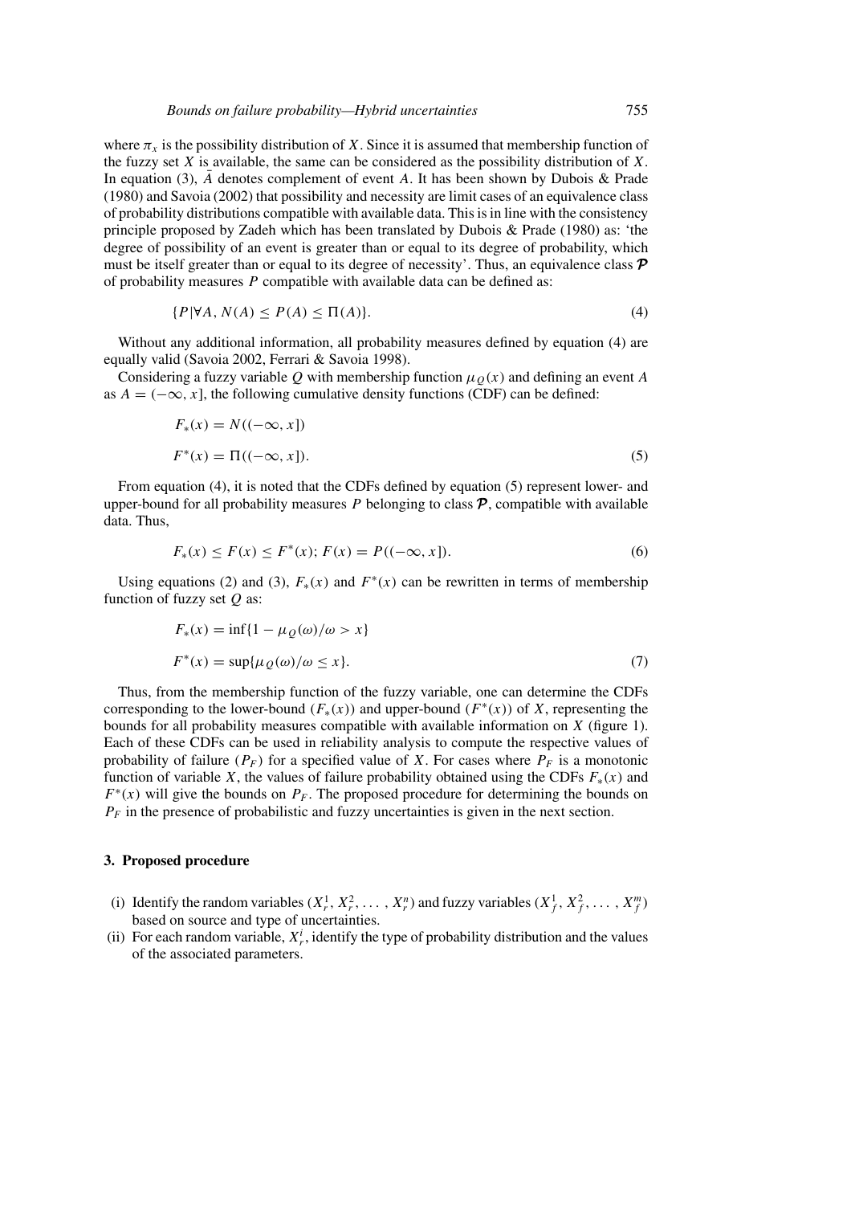where $\pi_x$ is the possibility distribution of $X$. Since it is assumed that membership function of the fuzzy set $X$ is available, the same can be considered as the possibility distribution of $X$. In equation (3), $\bar{A}$ denotes complement of event $A$. It has been shown by Dubois & Prade (1980) and Savoia (2002) that possibility and necessity are limit cases of an equivalence class of probability distributions compatible with available data. This is in line with the consistency principle proposed by Zadeh which has been translated by Dubois & Prade (1980) as: 'the degree of possibility of an event is greater than or equal to its degree of probability, which must be itself greater than or equal to its degree of necessity'. Thus, an equivalence class $\boldsymbol{\mathcal{P}}$ of probability measures $P$ compatible with available data can be defined as:

$$\{P | \forall A, N(A) \leq P(A) \leq \Pi(A)\}. \tag{4}$$

Without any additional information, all probability measures defined by equation (4) are equally valid (Savoia 2002, Ferrari & Savoia 1998).

Considering a fuzzy variable $Q$ with membership function $\mu_Q(x)$ and defining an event $A$ as $A = (-\infty, x]$, the following cumulative density functions (CDF) can be defined:

$$F_*(x) = N((-\infty, x])$$

$$F^*(x) = \Pi((-\infty, x]). \tag{5}$$

From equation (4), it is noted that the CDFs defined by equation (5) represent lower- and upper-bound for all probability measures $P$ belonging to class $\boldsymbol{\mathcal{P}}$, compatible with available data. Thus,

$$F_*(x) \leq F(x) \leq F^*(x);\ F(x) = P((-\infty, x]). \tag{6}$$

Using equations (2) and (3), $F_*(x)$ and $F^*(x)$ can be rewritten in terms of membership function of fuzzy set $Q$ as:

$$F_*(x) = \inf\{1 - \mu_Q(\omega)/\omega > x\}$$

$$F^*(x) = \sup\{\mu_Q(\omega)/\omega \leq x\}. \tag{7}$$

Thus, from the membership function of the fuzzy variable, one can determine the CDFs corresponding to the lower-bound ($F_*(x)$) and upper-bound ($F^*(x)$) of $X$, representing the bounds for all probability measures compatible with available information on $X$ (figure 1). Each of these CDFs can be used in reliability analysis to compute the respective values of probability of failure ($P_F$) for a specified value of $X$. For cases where $P_F$ is a monotonic function of variable $X$, the values of failure probability obtained using the CDFs $F_*(x)$ and $F^*(x)$ will give the bounds on $P_F$. The proposed procedure for determining the bounds on $P_F$ in the presence of probabilistic and fuzzy uncertainties is given in the next section.

## 3. Proposed procedure

(i) Identify the random variables ($X_r^1, X_r^2, \ldots, X_r^n$) and fuzzy variables ($X_f^1, X_f^2, \ldots, X_f^m$) based on source and type of uncertainties.

(ii) For each random variable, $X_r^i$, identify the type of probability distribution and the values of the associated parameters.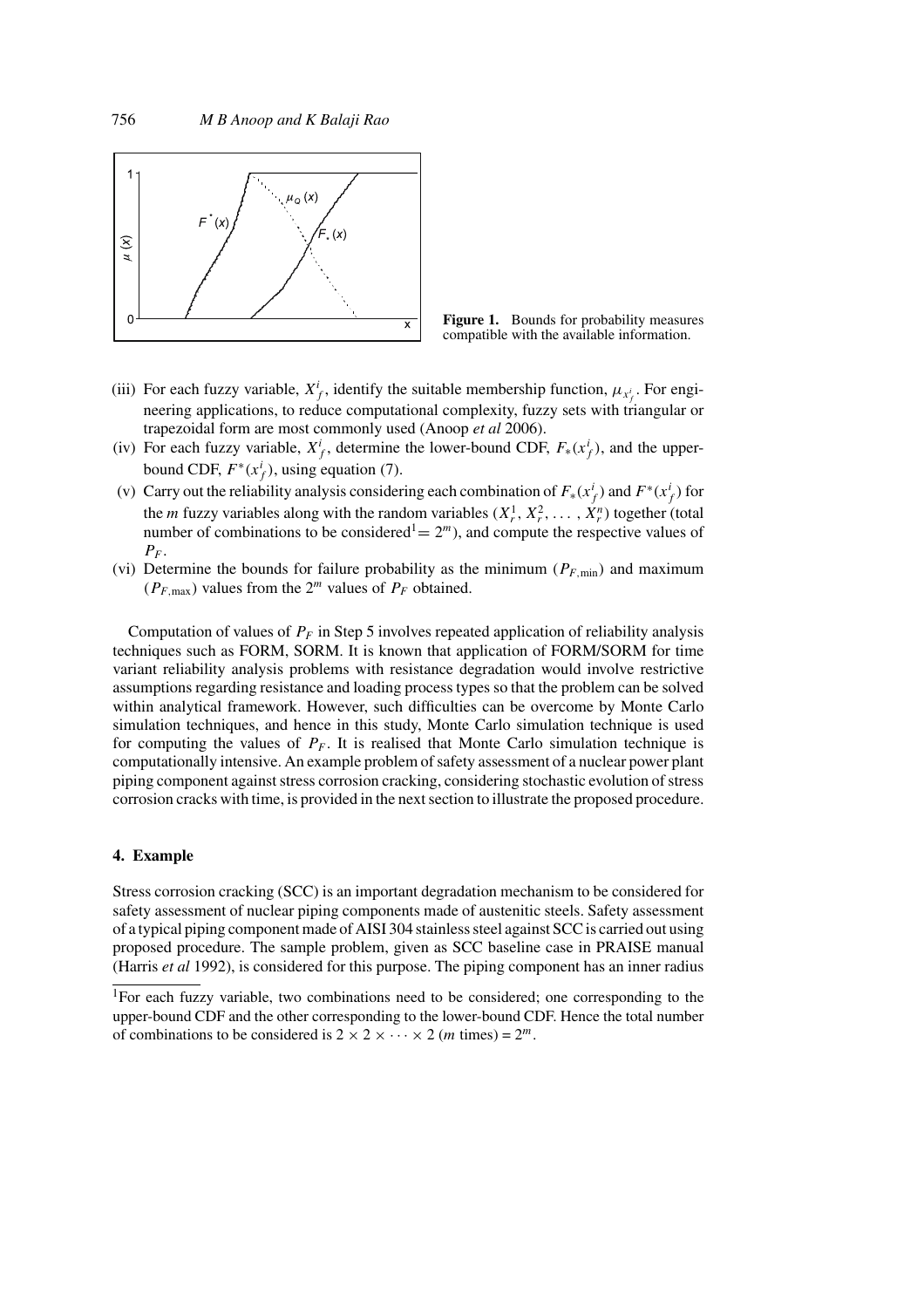Figure 1. Bounds for probability measures compatible with the available information.

(iii) For each fuzzy variable, $X_f^i$, identify the suitable membership function, $\mu_{x_f^i}$. For engineering applications, to reduce computational complexity, fuzzy sets with triangular or trapezoidal form are most commonly used (Anoop *et al* 2006).

(iv) For each fuzzy variable, $X_f^i$, determine the lower-bound CDF, $F_*(x_f^i)$, and the upper-bound CDF, $F^*(x_f^i)$, using equation (7).

(v) Carry out the reliability analysis considering each combination of $F_*(x_f^i)$ and $F^*(x_f^i)$ for the $m$ fuzzy variables along with the random variables $(X_r^1, X_r^2, \ldots, X_r^n)$ together (total number of combinations to be considered[1] $= 2^m$), and compute the respective values of $P_F$.

(vi) Determine the bounds for failure probability as the minimum ($P_{F,\min}$) and maximum ($P_{F,\max}$) values from the $2^m$ values of $P_F$ obtained.

Computation of values of $P_F$ in Step 5 involves repeated application of reliability analysis techniques such as FORM, SORM. It is known that application of FORM/SORM for time variant reliability analysis problems with resistance degradation would involve restrictive assumptions regarding resistance and loading process types so that the problem can be solved within analytical framework. However, such difficulties can be overcome by Monte Carlo simulation techniques, and hence in this study, Monte Carlo simulation technique is used for computing the values of $P_F$. It is realised that Monte Carlo simulation technique is computationally intensive. An example problem of safety assessment of a nuclear power plant piping component against stress corrosion cracking, considering stochastic evolution of stress corrosion cracks with time, is provided in the next section to illustrate the proposed procedure.

## 4. Example

Stress corrosion cracking (SCC) is an important degradation mechanism to be considered for safety assessment of nuclear piping components made of austenitic steels. Safety assessment of a typical piping component made of AISI 304 stainless steel against SCC is carried out using proposed procedure. The sample problem, given as SCC baseline case in PRAISE manual (Harris *et al* 1992), is considered for this purpose. The piping component has an inner radius

[1] For each fuzzy variable, two combinations need to be considered; one corresponding to the upper-bound CDF and the other corresponding to the lower-bound CDF. Hence the total number of combinations to be considered is $2 \times 2 \times \cdots \times 2$ ($m$ times) $= 2^m$.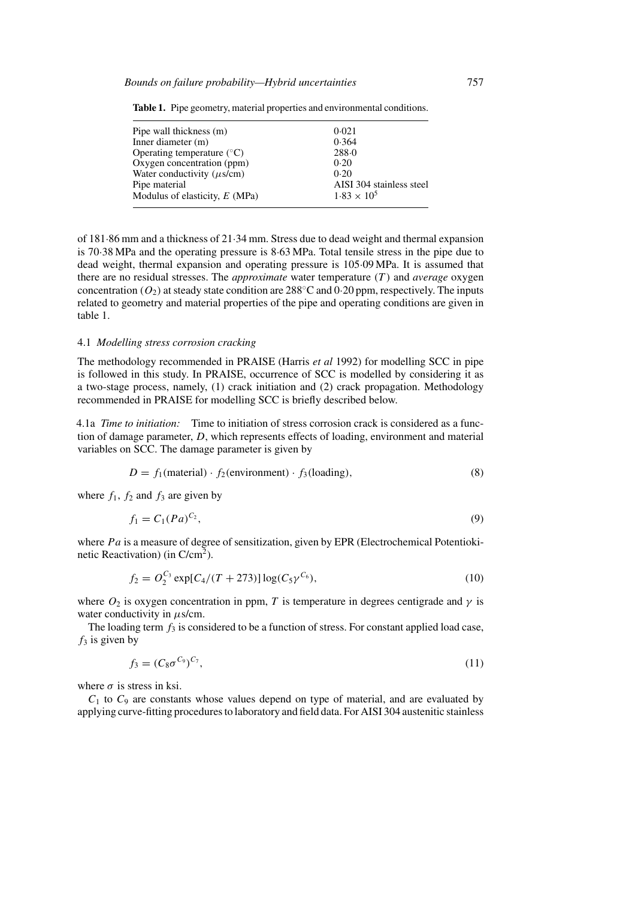**Table 1.** Pipe geometry, material properties and environmental conditions.

| | |
|---|---|
| Pipe wall thickness (m) | 0·021 |
| Inner diameter (m) | 0·364 |
| Operating temperature (°C) | 288·0 |
| Oxygen concentration (ppm) | 0·20 |
| Water conductivity ($\mu$s/cm) | 0·20 |
| Pipe material | AISI 304 stainless steel |
| Modulus of elasticity, $E$ (MPa) | $1{\cdot}83 \times 10^5$ |

of 181·86 mm and a thickness of 21·34 mm. Stress due to dead weight and thermal expansion is 70·38 MPa and the operating pressure is 8·63 MPa. Total tensile stress in the pipe due to dead weight, thermal expansion and operating pressure is 105·09 MPa. It is assumed that there are no residual stresses. The *approximate* water temperature ($T$) and *average* oxygen concentration ($O_2$) at steady state condition are 288°C and 0·20 ppm, respectively. The inputs related to geometry and material properties of the pipe and operating conditions are given in table 1.

### 4.1 *Modelling stress corrosion cracking*

The methodology recommended in PRAISE (Harris *et al* 1992) for modelling SCC in pipe is followed in this study. In PRAISE, occurrence of SCC is modelled by considering it as a two-stage process, namely, (1) crack initiation and (2) crack propagation. Methodology recommended in PRAISE for modelling SCC is briefly described below.

4.1a *Time to initiation:* Time to initiation of stress corrosion crack is considered as a function of damage parameter, $D$, which represents effects of loading, environment and material variables on SCC. The damage parameter is given by

$$D = f_1(\text{material}) \cdot f_2(\text{environment}) \cdot f_3(\text{loading}), \tag{8}$$

where $f_1$, $f_2$ and $f_3$ are given by

$$f_1 = C_1(Pa)^{C_2}, \tag{9}$$

where $Pa$ is a measure of degree of sensitization, given by EPR (Electrochemical Potentiokinetic Reactivation) (in C/cm$^2$).

$$f_2 = O_2^{C_3} \exp[C_4/(T + 273)] \log(C_5 \gamma^{C_6}), \tag{10}$$

where $O_2$ is oxygen concentration in ppm, $T$ is temperature in degrees centigrade and $\gamma$ is water conductivity in $\mu$s/cm.

The loading term $f_3$ is considered to be a function of stress. For constant applied load case, $f_3$ is given by

$$f_3 = (C_8 \sigma^{C_9})^{C_7}, \tag{11}$$

where $\sigma$ is stress in ksi.

$C_1$ to $C_9$ are constants whose values depend on type of material, and are evaluated by applying curve-fitting procedures to laboratory and field data. For AISI 304 austenitic stainless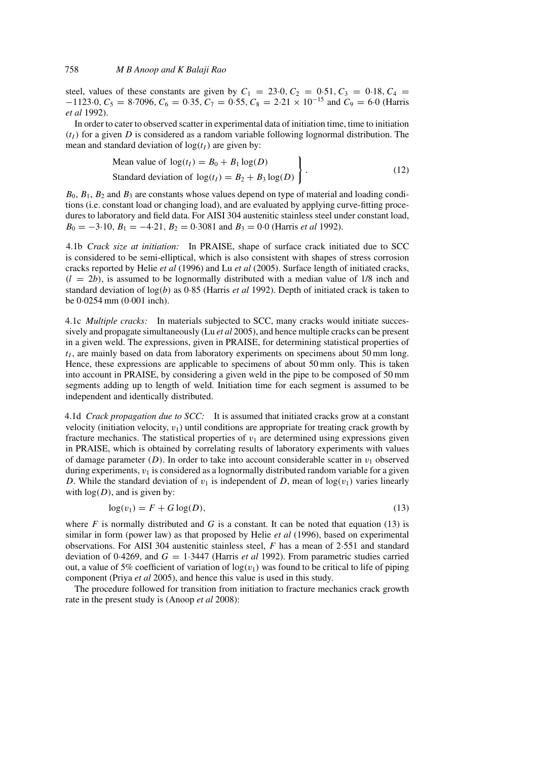steel, values of these constants are given by $C_1 = 23{\cdot}0$, $C_2 = 0{\cdot}51$, $C_3 = 0{\cdot}18$, $C_4 = -1123{\cdot}0$, $C_5 = 8{\cdot}7096$, $C_6 = 0{\cdot}35$, $C_7 = 0{\cdot}55$, $C_8 = 2{\cdot}21 \times 10^{-15}$ and $C_9 = 6{\cdot}0$ (Harris *et al* 1992).

In order to cater to observed scatter in experimental data of initiation time, time to initiation ($t_I$) for a given $D$ is considered as a random variable following lognormal distribution. The mean and standard deviation of $\log(t_I)$ are given by:

$$\left.\begin{array}{l}\text{Mean value of } \log(t_I) = B_0 + B_1 \log(D) \\ \text{Standard deviation of } \log(t_I) = B_2 + B_3 \log(D)\end{array}\right\}. \tag{12}$$

$B_0$, $B_1$, $B_2$ and $B_3$ are constants whose values depend on type of material and loading conditions (i.e. constant load or changing load), and are evaluated by applying curve-fitting procedures to laboratory and field data. For AISI 304 austenitic stainless steel under constant load, $B_0 = -3{\cdot}10$, $B_1 = -4{\cdot}21$, $B_2 = 0{\cdot}3081$ and $B_3 = 0{\cdot}0$ (Harris *et al* 1992).

4.1b *Crack size at initiation:* In PRAISE, shape of surface crack initiated due to SCC is considered to be semi-elliptical, which is also consistent with shapes of stress corrosion cracks reported by Helie *et al* (1996) and Lu *et al* (2005). Surface length of initiated cracks, ($l = 2b$), is assumed to be lognormally distributed with a median value of 1/8 inch and standard deviation of $\log(b)$ as 0·85 (Harris *et al* 1992). Depth of initiated crack is taken to be 0·0254 mm (0·001 inch).

4.1c *Multiple cracks:* In materials subjected to SCC, many cracks would initiate successively and propagate simultaneously (Lu *et al* 2005), and hence multiple cracks can be present in a given weld. The expressions, given in PRAISE, for determining statistical properties of $t_I$, are mainly based on data from laboratory experiments on specimens about 50 mm long. Hence, these expressions are applicable to specimens of about 50 mm only. This is taken into account in PRAISE, by considering a given weld in the pipe to be composed of 50 mm segments adding up to length of weld. Initiation time for each segment is assumed to be independent and identically distributed.

4.1d *Crack propagation due to SCC:* It is assumed that initiated cracks grow at a constant velocity (initiation velocity, $v_1$) until conditions are appropriate for treating crack growth by fracture mechanics. The statistical properties of $v_1$ are determined using expressions given in PRAISE, which is obtained by correlating results of laboratory experiments with values of damage parameter ($D$). In order to take into account considerable scatter in $v_1$ observed during experiments, $v_1$ is considered as a lognormally distributed random variable for a given $D$. While the standard deviation of $v_1$ is independent of $D$, mean of $\log(v_1)$ varies linearly with $\log(D)$, and is given by:

$$\log(v_1) = F + G \log(D), \tag{13}$$

where $F$ is normally distributed and $G$ is a constant. It can be noted that equation (13) is similar in form (power law) as that proposed by Helie *et al* (1996), based on experimental observations. For AISI 304 austenitic stainless steel, $F$ has a mean of 2·551 and standard deviation of 0·4269, and $G = 1{\cdot}3447$ (Harris *et al* 1992). From parametric studies carried out, a value of 5% coefficient of variation of $\log(v_1)$ was found to be critical to life of piping component (Priya *et al* 2005), and hence this value is used in this study.

The procedure followed for transition from initiation to fracture mechanics crack growth rate in the present study is (Anoop *et al* 2008):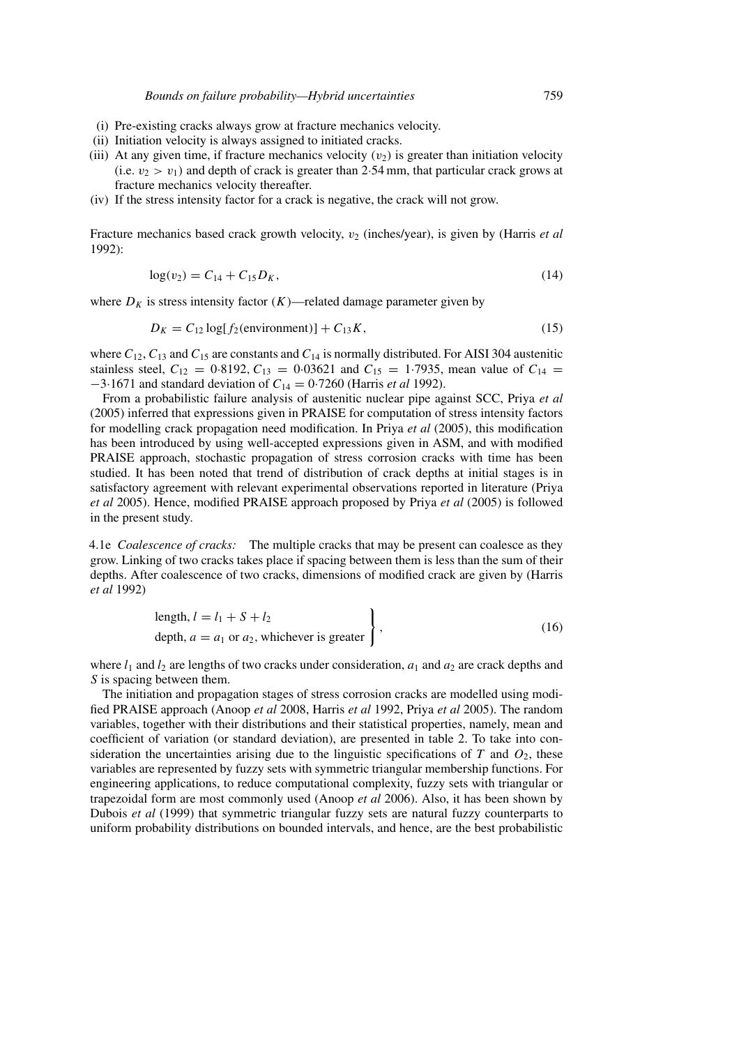(i) Pre-existing cracks always grow at fracture mechanics velocity.
(ii) Initiation velocity is always assigned to initiated cracks.
(iii) At any given time, if fracture mechanics velocity ($v_2$) is greater than initiation velocity (i.e. $v_2 > v_1$) and depth of crack is greater than 2·54 mm, that particular crack grows at fracture mechanics velocity thereafter.
(iv) If the stress intensity factor for a crack is negative, the crack will not grow.

Fracture mechanics based crack growth velocity, $v_2$ (inches/year), is given by (Harris *et al* 1992):

$$\log(v_2) = C_{14} + C_{15} D_K, \tag{14}$$

where $D_K$ is stress intensity factor ($K$)—related damage parameter given by

$$D_K = C_{12} \log[f_2(\text{environment})] + C_{13} K, \tag{15}$$

where $C_{12}$, $C_{13}$ and $C_{15}$ are constants and $C_{14}$ is normally distributed. For AISI 304 austenitic stainless steel, $C_{12} = 0{\cdot}8192$, $C_{13} = 0{\cdot}03621$ and $C_{15} = 1{\cdot}7935$, mean value of $C_{14} = -3{\cdot}1671$ and standard deviation of $C_{14} = 0{\cdot}7260$ (Harris *et al* 1992).

From a probabilistic failure analysis of austenitic nuclear pipe against SCC, Priya *et al* (2005) inferred that expressions given in PRAISE for computation of stress intensity factors for modelling crack propagation need modification. In Priya *et al* (2005), this modification has been introduced by using well-accepted expressions given in ASM, and with modified PRAISE approach, stochastic propagation of stress corrosion cracks with time has been studied. It has been noted that trend of distribution of crack depths at initial stages is in satisfactory agreement with relevant experimental observations reported in literature (Priya *et al* 2005). Hence, modified PRAISE approach proposed by Priya *et al* (2005) is followed in the present study.

4.1e *Coalescence of cracks:* The multiple cracks that may be present can coalesce as they grow. Linking of two cracks takes place if spacing between them is less than the sum of their depths. After coalescence of two cracks, dimensions of modified crack are given by (Harris *et al* 1992)

$$\left.\begin{array}{l} \text{length, } l = l_1 + S + l_2 \\ \text{depth, } a = a_1 \text{ or } a_2\text{, whichever is greater} \end{array}\right\}, \tag{16}$$

where $l_1$ and $l_2$ are lengths of two cracks under consideration, $a_1$ and $a_2$ are crack depths and $S$ is spacing between them.

The initiation and propagation stages of stress corrosion cracks are modelled using modified PRAISE approach (Anoop *et al* 2008, Harris *et al* 1992, Priya *et al* 2005). The random variables, together with their distributions and their statistical properties, namely, mean and coefficient of variation (or standard deviation), are presented in table 2. To take into consideration the uncertainties arising due to the linguistic specifications of $T$ and $O_2$, these variables are represented by fuzzy sets with symmetric triangular membership functions. For engineering applications, to reduce computational complexity, fuzzy sets with triangular or trapezoidal form are most commonly used (Anoop *et al* 2006). Also, it has been shown by Dubois *et al* (1999) that symmetric triangular fuzzy sets are natural fuzzy counterparts to uniform probability distributions on bounded intervals, and hence, are the best probabilistic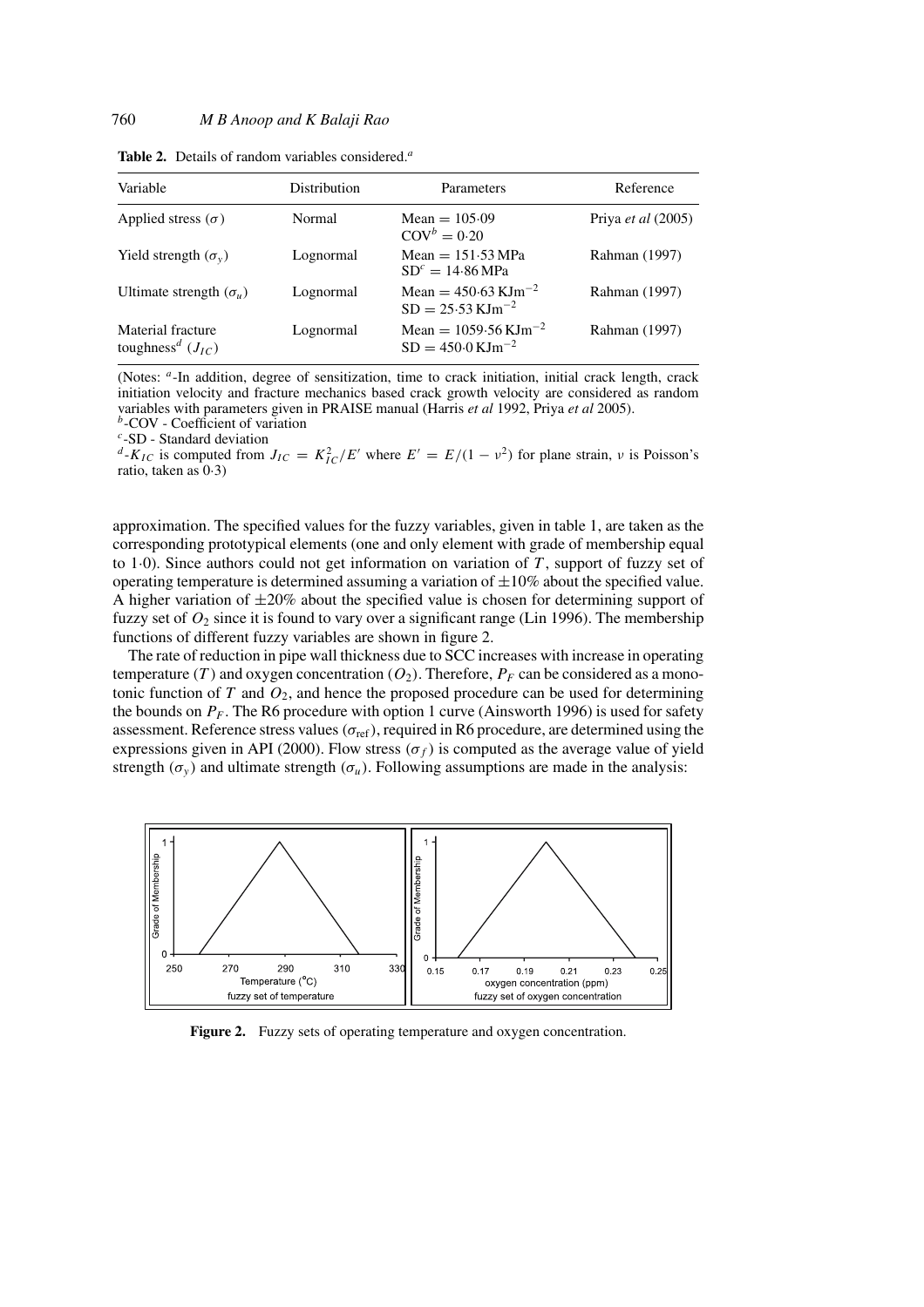**Table 2.** Details of random variables considered.[a]

| Variable | Distribution | Parameters | Reference |
|---|---|---|---|
| Applied stress ($\sigma$) | Normal | Mean = 105·09<br>COV[b] = 0·20 | Priya *et al* (2005) |
| Yield strength ($\sigma_y$) | Lognormal | Mean = 151·53 MPa<br>SD[c] = 14·86 MPa | Rahman (1997) |
| Ultimate strength ($\sigma_u$) | Lognormal | Mean = 450·63 $\mathrm{KJm^{-2}}$<br>SD = 25·53 $\mathrm{KJm^{-2}}$ | Rahman (1997) |
| Material fracture toughness[d] ($J_{IC}$) | Lognormal | Mean = 1059·56 $\mathrm{KJm^{-2}}$<br>SD = 450·0 $\mathrm{KJm^{-2}}$ | Rahman (1997) |

(Notes: [a]-In addition, degree of sensitization, time to crack initiation, initial crack length, crack initiation velocity and fracture mechanics based crack growth velocity are considered as random variables with parameters given in PRAISE manual (Harris *et al* 1992, Priya *et al* 2005).
[b]-COV - Coefficient of variation
[c]-SD - Standard deviation
[d]-$K_{IC}$ is computed from $J_{IC} = K_{IC}^2/E'$ where $E' = E/(1-\nu^2)$ for plane strain, $\nu$ is Poisson's ratio, taken as 0·3)

approximation. The specified values for the fuzzy variables, given in table 1, are taken as the corresponding prototypical elements (one and only element with grade of membership equal to 1·0). Since authors could not get information on variation of $T$, support of fuzzy set of operating temperature is determined assuming a variation of $\pm 10\%$ about the specified value. A higher variation of $\pm 20\%$ about the specified value is chosen for determining support of fuzzy set of $O_2$ since it is found to vary over a significant range (Lin 1996). The membership functions of different fuzzy variables are shown in figure 2.

The rate of reduction in pipe wall thickness due to SCC increases with increase in operating temperature ($T$) and oxygen concentration ($O_2$). Therefore, $P_F$ can be considered as a monotonic function of $T$ and $O_2$, and hence the proposed procedure can be used for determining the bounds on $P_F$. The R6 procedure with option 1 curve (Ainsworth 1996) is used for safety assessment. Reference stress values ($\sigma_{\mathrm{ref}}$), required in R6 procedure, are determined using the expressions given in API (2000). Flow stress ($\sigma_f$) is computed as the average value of yield strength ($\sigma_y$) and ultimate strength ($\sigma_u$). Following assumptions are made in the analysis:

**Figure 2.** Fuzzy sets of operating temperature and oxygen concentration.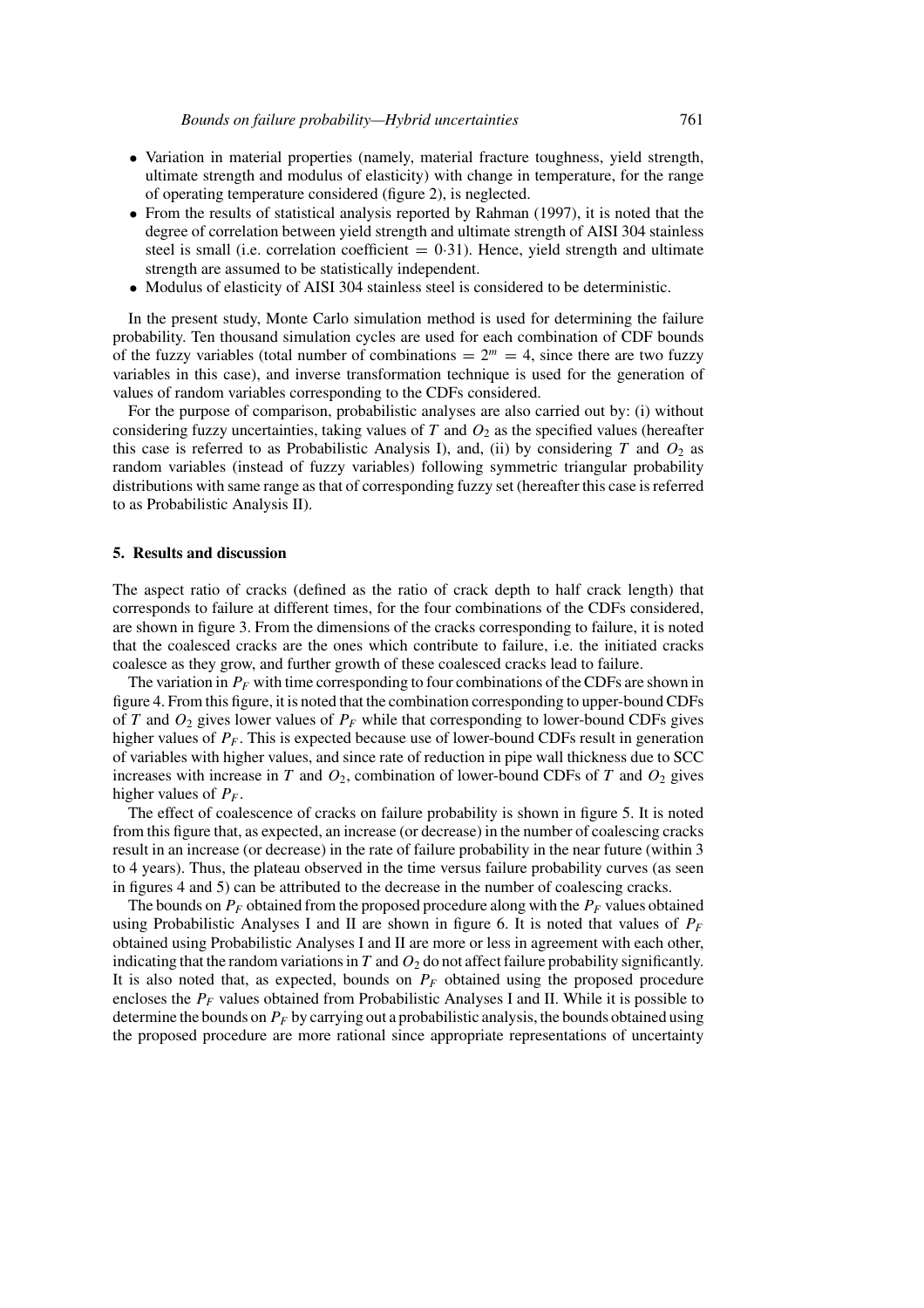- Variation in material properties (namely, material fracture toughness, yield strength, ultimate strength and modulus of elasticity) with change in temperature, for the range of operating temperature considered (figure 2), is neglected.
- From the results of statistical analysis reported by Rahman (1997), it is noted that the degree of correlation between yield strength and ultimate strength of AISI 304 stainless steel is small (i.e. correlation coefficient $= 0{\cdot}31$). Hence, yield strength and ultimate strength are assumed to be statistically independent.
- Modulus of elasticity of AISI 304 stainless steel is considered to be deterministic.

In the present study, Monte Carlo simulation method is used for determining the failure probability. Ten thousand simulation cycles are used for each combination of CDF bounds of the fuzzy variables (total number of combinations $= 2^m = 4$, since there are two fuzzy variables in this case), and inverse transformation technique is used for the generation of values of random variables corresponding to the CDFs considered.

For the purpose of comparison, probabilistic analyses are also carried out by: (i) without considering fuzzy uncertainties, taking values of $T$ and $O_2$ as the specified values (hereafter this case is referred to as Probabilistic Analysis I), and, (ii) by considering $T$ and $O_2$ as random variables (instead of fuzzy variables) following symmetric triangular probability distributions with same range as that of corresponding fuzzy set (hereafter this case is referred to as Probabilistic Analysis II).

## 5. Results and discussion

The aspect ratio of cracks (defined as the ratio of crack depth to half crack length) that corresponds to failure at different times, for the four combinations of the CDFs considered, are shown in figure 3. From the dimensions of the cracks corresponding to failure, it is noted that the coalesced cracks are the ones which contribute to failure, i.e. the initiated cracks coalesce as they grow, and further growth of these coalesced cracks lead to failure.

The variation in $P_F$ with time corresponding to four combinations of the CDFs are shown in figure 4. From this figure, it is noted that the combination corresponding to upper-bound CDFs of $T$ and $O_2$ gives lower values of $P_F$ while that corresponding to lower-bound CDFs gives higher values of $P_F$. This is expected because use of lower-bound CDFs result in generation of variables with higher values, and since rate of reduction in pipe wall thickness due to SCC increases with increase in $T$ and $O_2$, combination of lower-bound CDFs of $T$ and $O_2$ gives higher values of $P_F$.

The effect of coalescence of cracks on failure probability is shown in figure 5. It is noted from this figure that, as expected, an increase (or decrease) in the number of coalescing cracks result in an increase (or decrease) in the rate of failure probability in the near future (within 3 to 4 years). Thus, the plateau observed in the time versus failure probability curves (as seen in figures 4 and 5) can be attributed to the decrease in the number of coalescing cracks.

The bounds on $P_F$ obtained from the proposed procedure along with the $P_F$ values obtained using Probabilistic Analyses I and II are shown in figure 6. It is noted that values of $P_F$ obtained using Probabilistic Analyses I and II are more or less in agreement with each other, indicating that the random variations in $T$ and $O_2$ do not affect failure probability significantly. It is also noted that, as expected, bounds on $P_F$ obtained using the proposed procedure encloses the $P_F$ values obtained from Probabilistic Analyses I and II. While it is possible to determine the bounds on $P_F$ by carrying out a probabilistic analysis, the bounds obtained using the proposed procedure are more rational since appropriate representations of uncertainty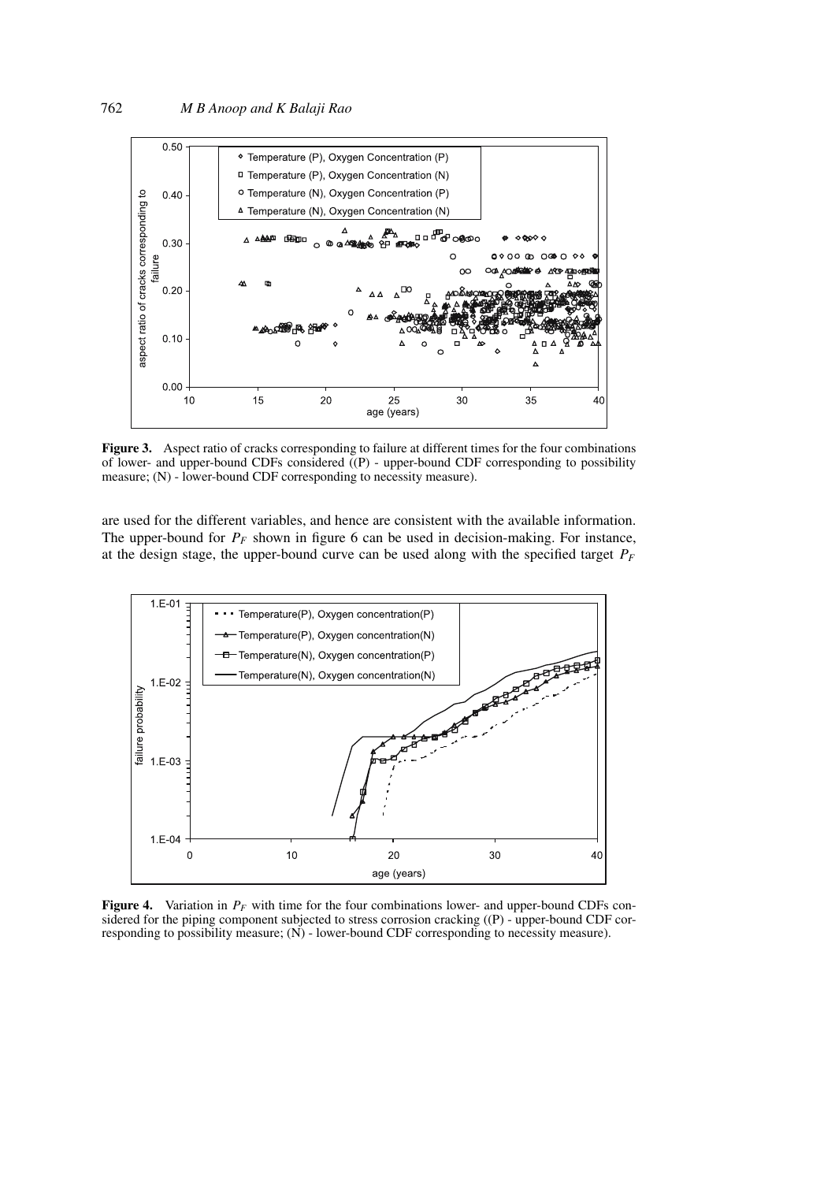**Figure 3.** Aspect ratio of cracks corresponding to failure at different times for the four combinations of lower- and upper-bound CDFs considered ((P) - upper-bound CDF corresponding to possibility measure; (N) - lower-bound CDF corresponding to necessity measure).

are used for the different variables, and hence are consistent with the available information. The upper-bound for $P_F$ shown in figure 6 can be used in decision-making. For instance, at the design stage, the upper-bound curve can be used along with the specified target $P_F$

**Figure 4.** Variation in $P_F$ with time for the four combinations lower- and upper-bound CDFs considered for the piping component subjected to stress corrosion cracking ((P) - upper-bound CDF corresponding to possibility measure; (N) - lower-bound CDF corresponding to necessity measure).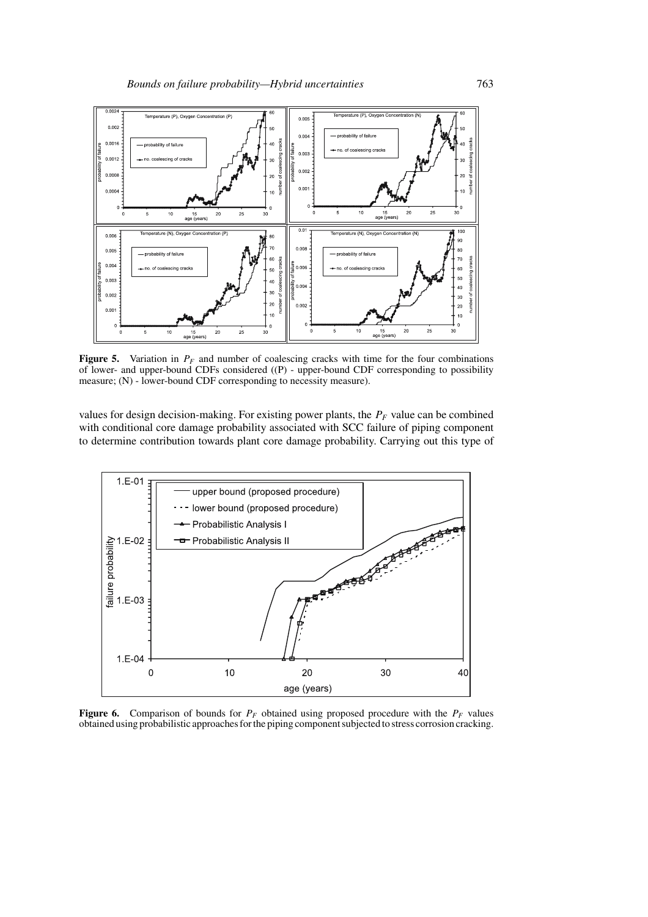**Figure 5.** Variation in $P_F$ and number of coalescing cracks with time for the four combinations of lower- and upper-bound CDFs considered ((P) - upper-bound CDF corresponding to possibility measure; (N) - lower-bound CDF corresponding to necessity measure).

values for design decision-making. For existing power plants, the $P_F$ value can be combined with conditional core damage probability associated with SCC failure of piping component to determine contribution towards plant core damage probability. Carrying out this type of

**Figure 6.** Comparison of bounds for $P_F$ obtained using proposed procedure with the $P_F$ values obtained using probabilistic approaches for the piping component subjected to stress corrosion cracking.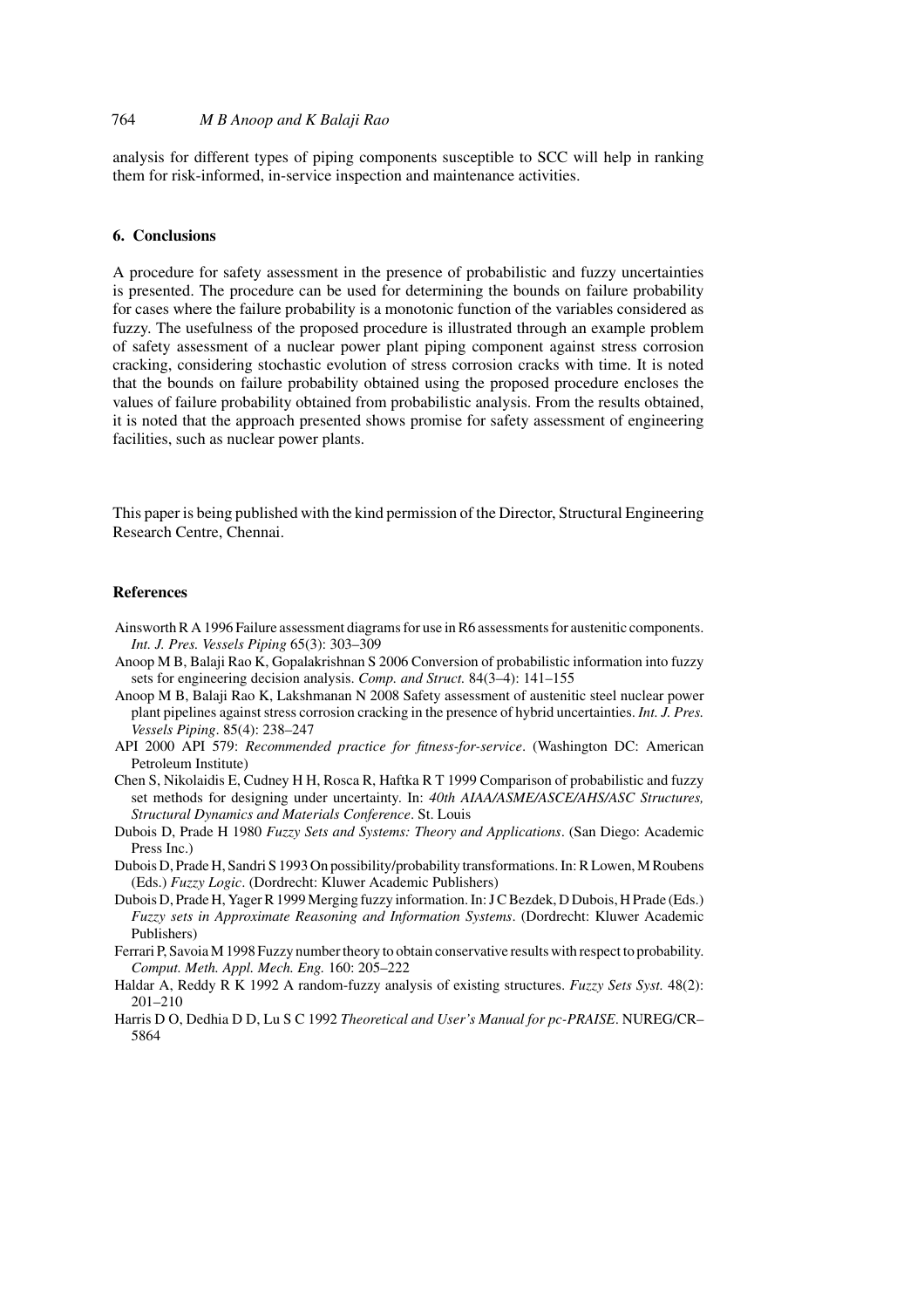analysis for different types of piping components susceptible to SCC will help in ranking them for risk-informed, in-service inspection and maintenance activities.

## 6. Conclusions

A procedure for safety assessment in the presence of probabilistic and fuzzy uncertainties is presented. The procedure can be used for determining the bounds on failure probability for cases where the failure probability is a monotonic function of the variables considered as fuzzy. The usefulness of the proposed procedure is illustrated through an example problem of safety assessment of a nuclear power plant piping component against stress corrosion cracking, considering stochastic evolution of stress corrosion cracks with time. It is noted that the bounds on failure probability obtained using the proposed procedure encloses the values of failure probability obtained from probabilistic analysis. From the results obtained, it is noted that the approach presented shows promise for safety assessment of engineering facilities, such as nuclear power plants.

This paper is being published with the kind permission of the Director, Structural Engineering Research Centre, Chennai.

## References

Ainsworth R A 1996 Failure assessment diagrams for use in R6 assessments for austenitic components. *Int. J. Pres. Vessels Piping* 65(3): 303–309

Anoop M B, Balaji Rao K, Gopalakrishnan S 2006 Conversion of probabilistic information into fuzzy sets for engineering decision analysis. *Comp. and Struct.* 84(3–4): 141–155

Anoop M B, Balaji Rao K, Lakshmanan N 2008 Safety assessment of austenitic steel nuclear power plant pipelines against stress corrosion cracking in the presence of hybrid uncertainties. *Int. J. Pres. Vessels Piping*. 85(4): 238–247

API 2000 API 579: *Recommended practice for fitness-for-service*. (Washington DC: American Petroleum Institute)

Chen S, Nikolaidis E, Cudney H H, Rosca R, Haftka R T 1999 Comparison of probabilistic and fuzzy set methods for designing under uncertainty. In: *40th AIAA/ASME/ASCE/AHS/ASC Structures, Structural Dynamics and Materials Conference*. St. Louis

Dubois D, Prade H 1980 *Fuzzy Sets and Systems: Theory and Applications*. (San Diego: Academic Press Inc.)

Dubois D, Prade H, Sandri S 1993 On possibility/probability transformations. In: R Lowen, M Roubens (Eds.) *Fuzzy Logic*. (Dordrecht: Kluwer Academic Publishers)

Dubois D, Prade H, Yager R 1999 Merging fuzzy information. In: J C Bezdek, D Dubois, H Prade (Eds.) *Fuzzy sets in Approximate Reasoning and Information Systems*. (Dordrecht: Kluwer Academic Publishers)

Ferrari P, Savoia M 1998 Fuzzy number theory to obtain conservative results with respect to probability. *Comput. Meth. Appl. Mech. Eng.* 160: 205–222

Haldar A, Reddy R K 1992 A random-fuzzy analysis of existing structures. *Fuzzy Sets Syst.* 48(2): 201–210

Harris D O, Dedhia D D, Lu S C 1992 *Theoretical and User's Manual for pc-PRAISE*. NUREG/CR–5864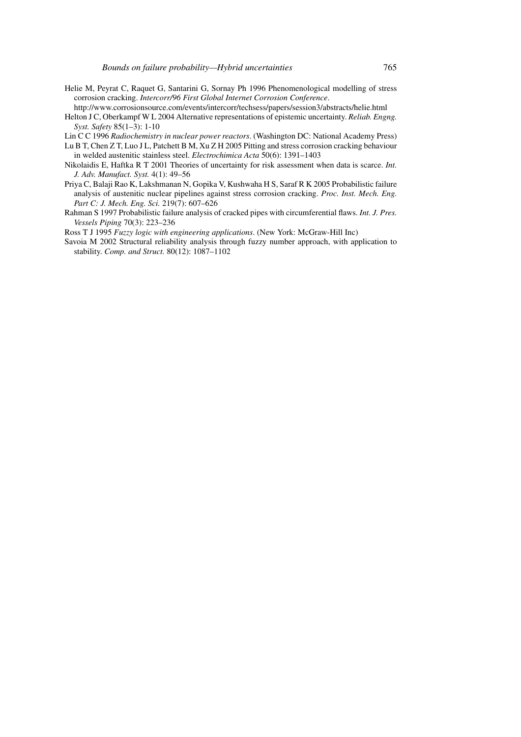Helie M, Peyrat C, Raquet G, Santarini G, Sornay Ph 1996 Phenomenological modelling of stress corrosion cracking. *Intercorr/96 First Global Internet Corrosion Conference*. http://www.corrosionsource.com/events/intercorr/techsess/papers/session3/abstracts/helie.html

Helton J C, Oberkampf W L 2004 Alternative representations of epistemic uncertainty. *Reliab. Engng. Syst. Safety* 85(1–3): 1-10

Lin C C 1996 *Radiochemistry in nuclear power reactors*. (Washington DC: National Academy Press)

Lu B T, Chen Z T, Luo J L, Patchett B M, Xu Z H 2005 Pitting and stress corrosion cracking behaviour in welded austenitic stainless steel. *Electrochimica Acta* 50(6): 1391–1403

Nikolaidis E, Haftka R T 2001 Theories of uncertainty for risk assessment when data is scarce. *Int. J. Adv. Manufact. Syst.* 4(1): 49–56

Priya C, Balaji Rao K, Lakshmanan N, Gopika V, Kushwaha H S, Saraf R K 2005 Probabilistic failure analysis of austenitic nuclear pipelines against stress corrosion cracking. *Proc. Inst. Mech. Eng. Part C: J. Mech. Eng. Sci.* 219(7): 607–626

Rahman S 1997 Probabilistic failure analysis of cracked pipes with circumferential flaws. *Int. J. Pres. Vessels Piping* 70(3): 223–236

Ross T J 1995 *Fuzzy logic with engineering applications*. (New York: McGraw-Hill Inc)

Savoia M 2002 Structural reliability analysis through fuzzy number approach, with application to stability. *Comp. and Struct.* 80(12): 1087–1102